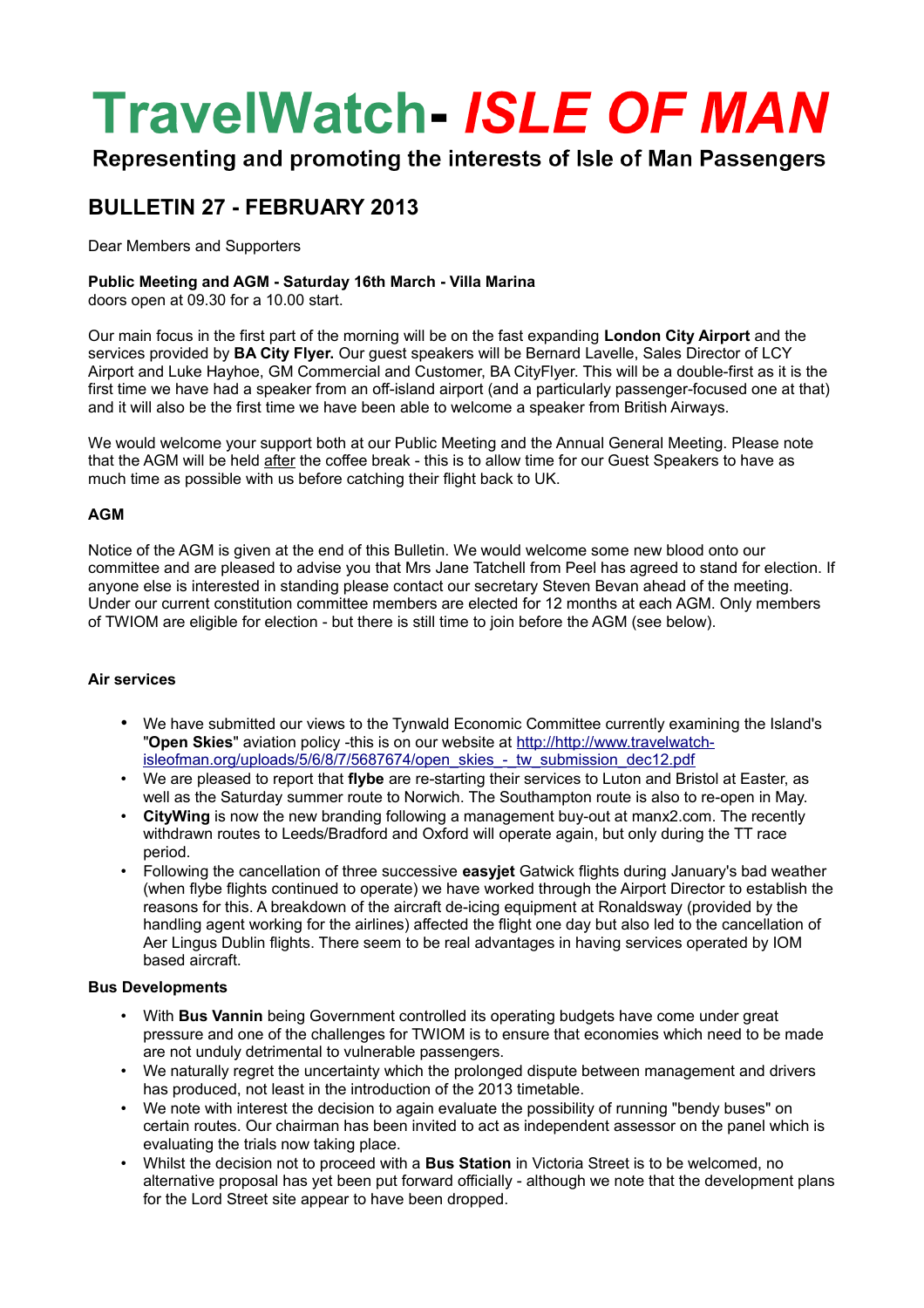# TravelWatch- *ISLE OF MAN*

**Representing and promoting the interests of Isle of Man Passengers**

## BULLETIN 27 - FEBRUARY 2013

Dear Members and Supporters

**Public Meeting and AGM - Saturday 16th March - Villa Marina**
doors open at 09.30 for a 10.00 start.

Our main focus in the first part of the morning will be on the fast expanding **London City Airport** and the services provided by **BA City Flyer.** Our guest speakers will be Bernard Lavelle, Sales Director of LCY Airport and Luke Hayhoe, GM Commercial and Customer, BA CityFlyer. This will be a double-first as it is the first time we have had a speaker from an off-island airport (and a particularly passenger-focused one at that) and it will also be the first time we have been able to welcome a speaker from British Airways.

We would welcome your support both at our Public Meeting and the Annual General Meeting. Please note that the AGM will be held after the coffee break - this is to allow time for our Guest Speakers to have as much time as possible with us before catching their flight back to UK.

### AGM

Notice of the AGM is given at the end of this Bulletin. We would welcome some new blood onto our committee and are pleased to advise you that Mrs Jane Tatchell from Peel has agreed to stand for election. If anyone else is interested in standing please contact our secretary Steven Bevan ahead of the meeting. Under our current constitution committee members are elected for 12 months at each AGM. Only members of TWIOM are eligible for election - but there is still time to join before the AGM (see below).

### Air services

- We have submitted our views to the Tynwald Economic Committee currently examining the Island's "**Open Skies**" aviation policy -this is on our website at http://http://www.travelwatch-isleofman.org/uploads/5/6/8/7/5687674/open_skies_-_tw_submission_dec12.pdf
- We are pleased to report that **flybe** are re-starting their services to Luton and Bristol at Easter, as well as the Saturday summer route to Norwich. The Southampton route is also to re-open in May.
- **CityWing** is now the new branding following a management buy-out at manx2.com. The recently withdrawn routes to Leeds/Bradford and Oxford will operate again, but only during the TT race period.
- Following the cancellation of three successive **easyjet** Gatwick flights during January's bad weather (when flybe flights continued to operate) we have worked through the Airport Director to establish the reasons for this. A breakdown of the aircraft de-icing equipment at Ronaldsway (provided by the handling agent working for the airlines) affected the flight one day but also led to the cancellation of Aer Lingus Dublin flights. There seem to be real advantages in having services operated by IOM based aircraft.

### Bus Developments

- With **Bus Vannin** being Government controlled its operating budgets have come under great pressure and one of the challenges for TWIOM is to ensure that economies which need to be made are not unduly detrimental to vulnerable passengers.
- We naturally regret the uncertainty which the prolonged dispute between management and drivers has produced, not least in the introduction of the 2013 timetable.
- We note with interest the decision to again evaluate the possibility of running "bendy buses" on certain routes. Our chairman has been invited to act as independent assessor on the panel which is evaluating the trials now taking place.
- Whilst the decision not to proceed with a **Bus Station** in Victoria Street is to be welcomed, no alternative proposal has yet been put forward officially - although we note that the development plans for the Lord Street site appear to have been dropped.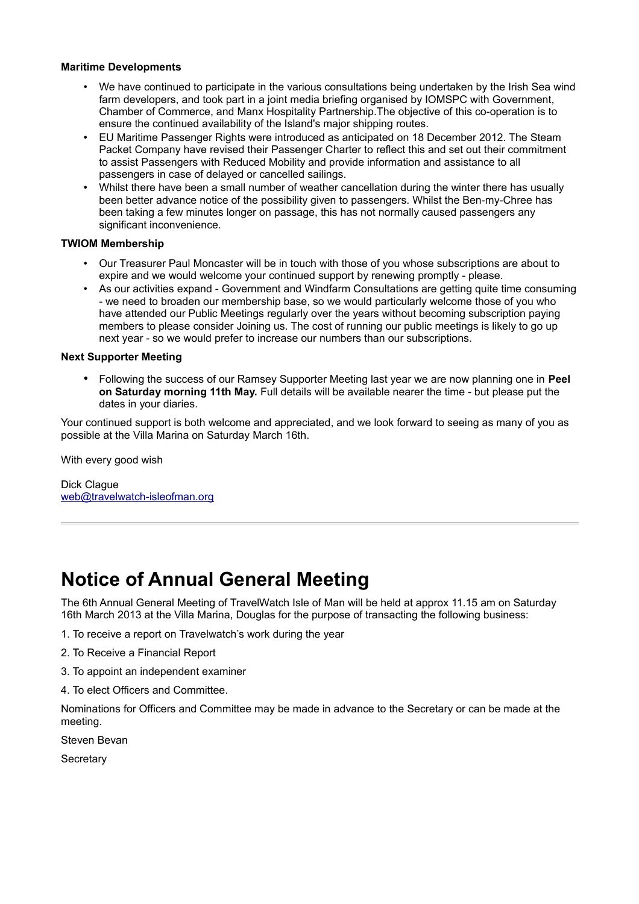**Maritime Developments**

- We have continued to participate in the various consultations being undertaken by the Irish Sea wind farm developers, and took part in a joint media briefing organised by IOMSPC with Government, Chamber of Commerce, and Manx Hospitality Partnership.The objective of this co-operation is to ensure the continued availability of the Island's major shipping routes.
- EU Maritime Passenger Rights were introduced as anticipated on 18 December 2012. The Steam Packet Company have revised their Passenger Charter to reflect this and set out their commitment to assist Passengers with Reduced Mobility and provide information and assistance to all passengers in case of delayed or cancelled sailings.
- Whilst there have been a small number of weather cancellation during the winter there has usually been better advance notice of the possibility given to passengers. Whilst the Ben-my-Chree has been taking a few minutes longer on passage, this has not normally caused passengers any significant inconvenience.

**TWIOM Membership**

- Our Treasurer Paul Moncaster will be in touch with those of you whose subscriptions are about to expire and we would welcome your continued support by renewing promptly - please.
- As our activities expand - Government and Windfarm Consultations are getting quite time consuming - we need to broaden our membership base, so we would particularly welcome those of you who have attended our Public Meetings regularly over the years without becoming subscription paying members to please consider Joining us. The cost of running our public meetings is likely to go up next year - so we would prefer to increase our numbers than our subscriptions.

**Next Supporter Meeting**

- Following the success of our Ramsey Supporter Meeting last year we are now planning one in **Peel on Saturday morning 11th May.** Full details will be available nearer the time - but please put the dates in your diaries.

Your continued support is both welcome and appreciated, and we look forward to seeing as many of you as possible at the Villa Marina on Saturday March 16th.

With every good wish

Dick Clague
web@travelwatch-isleofman.org

---

# Notice of Annual General Meeting

The 6th Annual General Meeting of TravelWatch Isle of Man will be held at approx 11.15 am on Saturday 16th March 2013 at the Villa Marina, Douglas for the purpose of transacting the following business:

1. To receive a report on Travelwatch's work during the year
2. To Receive a Financial Report
3. To appoint an independent examiner
4. To elect Officers and Committee.

Nominations for Officers and Committee may be made in advance to the Secretary or can be made at the meeting.

Steven Bevan

Secretary